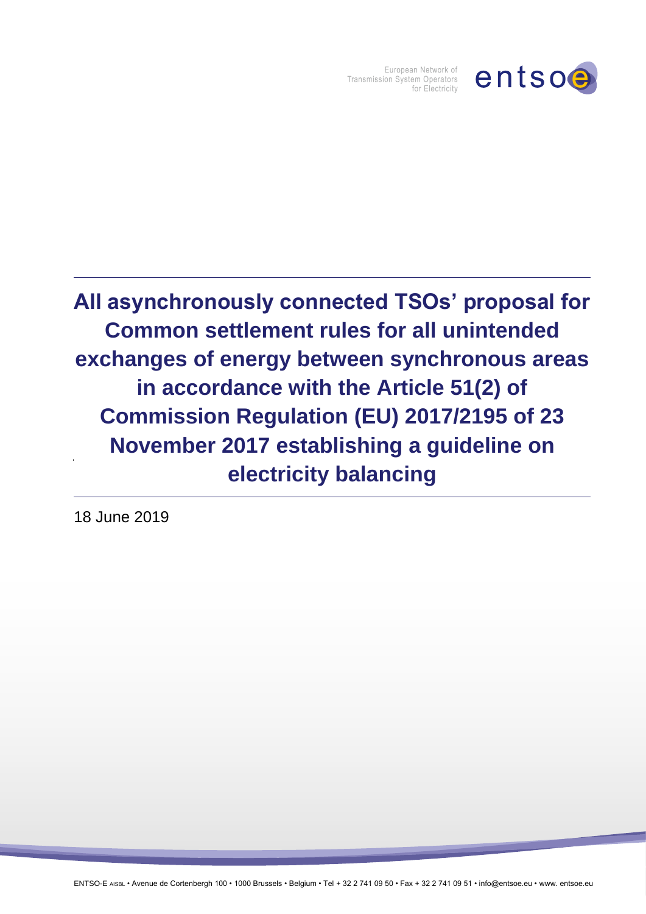European Network of Transmission System Operators for Electricity

# All asynchronously connected TSOs' proposal for Common settlement rules for all unintended exchanges of energy between synchronous areas in accordance with the Article 51(2) of Commission Regulation (EU) 2017/2195 of 23 November 2017 establishing a guideline on electricity balancing

18 June 2019

ENTSO-E AISBL • Avenue de Cortenbergh 100 • 1000 Brussels • Belgium • Tel + 32 2 741 09 50 • Fax + 32 2 741 09 51 • info@entsoe.eu • www. entsoe.eu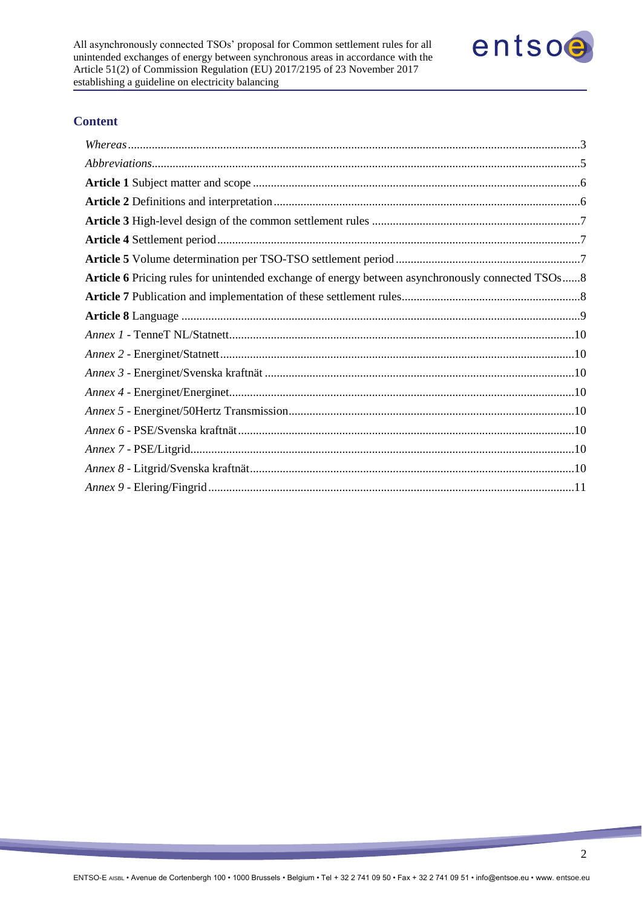## Content

*Whereas*....................................................................................................................................3

*Abbreviations*..........................................................................................................................5

**Article 1** Subject matter and scope ..........................................................................................6

**Article 2** Definitions and interpretation .....................................................................................6

**Article 3** High-level design of the common settlement rules .....................................................7

**Article 4** Settlement period........................................................................................................7

**Article 5** Volume determination per TSO-TSO settlement period .............................................7

**Article 6** Pricing rules for unintended exchange of energy between asynchronously connected TSOs......8

**Article 7** Publication and implementation of these settlement rules...........................................8

**Article 8** Language ....................................................................................................................9

*Annex 1* - TenneT NL/Statnett....................................................................................................10

*Annex 2* - Energinet/Statnett......................................................................................................10

*Annex 3* - Energinet/Svenska kraftnät .......................................................................................10

*Annex 4* - Energinet/Energinet...................................................................................................10

*Annex 5* - Energinet/50Hertz Transmission...............................................................................10

*Annex 6* - PSE/Svenska kraftnät................................................................................................10

*Annex 7* - PSE/Litgrid................................................................................................................10

*Annex 8* - Litgrid/Svenska kraftnät............................................................................................10

*Annex 9* - Elering/Fingrid..........................................................................................................11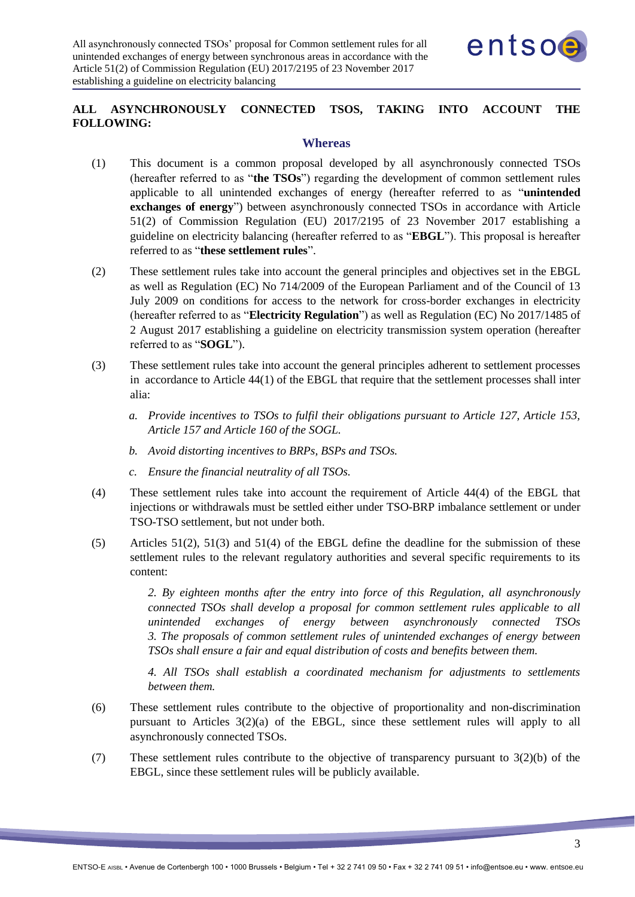**ALL ASYNCHRONOUSLY CONNECTED TSOS, TAKING INTO ACCOUNT THE FOLLOWING:**

## Whereas

(1) This document is a common proposal developed by all asynchronously connected TSOs (hereafter referred to as "**the TSOs**") regarding the development of common settlement rules applicable to all unintended exchanges of energy (hereafter referred to as "**unintended exchanges of energy**") between asynchronously connected TSOs in accordance with Article 51(2) of Commission Regulation (EU) 2017/2195 of 23 November 2017 establishing a guideline on electricity balancing (hereafter referred to as "**EBGL**"). This proposal is hereafter referred to as "**these settlement rules**".

(2) These settlement rules take into account the general principles and objectives set in the EBGL as well as Regulation (EC) No 714/2009 of the European Parliament and of the Council of 13 July 2009 on conditions for access to the network for cross-border exchanges in electricity (hereafter referred to as "**Electricity Regulation**") as well as Regulation (EC) No 2017/1485 of 2 August 2017 establishing a guideline on electricity transmission system operation (hereafter referred to as "**SOGL**").

(3) These settlement rules take into account the general principles adherent to settlement processes in accordance to Article 44(1) of the EBGL that require that the settlement processes shall inter alia:

*a. Provide incentives to TSOs to fulfil their obligations pursuant to Article 127, Article 153, Article 157 and Article 160 of the SOGL.*

*b. Avoid distorting incentives to BRPs, BSPs and TSOs.*

*c. Ensure the financial neutrality of all TSOs.*

(4) These settlement rules take into account the requirement of Article 44(4) of the EBGL that injections or withdrawals must be settled either under TSO-BRP imbalance settlement or under TSO-TSO settlement, but not under both.

(5) Articles 51(2), 51(3) and 51(4) of the EBGL define the deadline for the submission of these settlement rules to the relevant regulatory authorities and several specific requirements to its content:

> *2. By eighteen months after the entry into force of this Regulation, all asynchronously connected TSOs shall develop a proposal for common settlement rules applicable to all unintended exchanges of energy between asynchronously connected TSOs*
> *3. The proposals of common settlement rules of unintended exchanges of energy between TSOs shall ensure a fair and equal distribution of costs and benefits between them.*
>
> *4. All TSOs shall establish a coordinated mechanism for adjustments to settlements between them.*

(6) These settlement rules contribute to the objective of proportionality and non-discrimination pursuant to Articles 3(2)(a) of the EBGL, since these settlement rules will apply to all asynchronously connected TSOs.

(7) These settlement rules contribute to the objective of transparency pursuant to 3(2)(b) of the EBGL, since these settlement rules will be publicly available.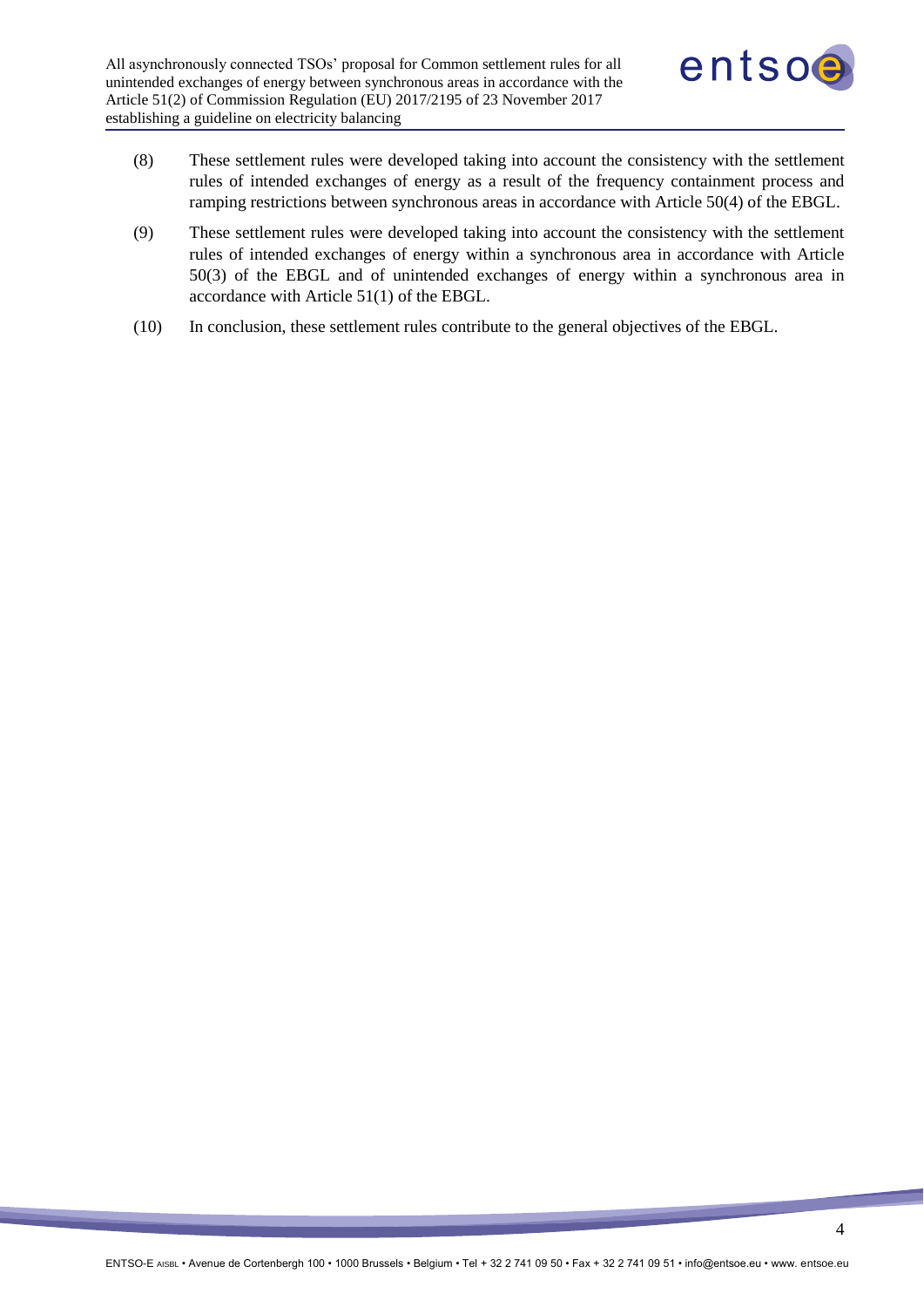(8) These settlement rules were developed taking into account the consistency with the settlement rules of intended exchanges of energy as a result of the frequency containment process and ramping restrictions between synchronous areas in accordance with Article 50(4) of the EBGL.

(9) These settlement rules were developed taking into account the consistency with the settlement rules of intended exchanges of energy within a synchronous area in accordance with Article 50(3) of the EBGL and of unintended exchanges of energy within a synchronous area in accordance with Article 51(1) of the EBGL.

(10) In conclusion, these settlement rules contribute to the general objectives of the EBGL.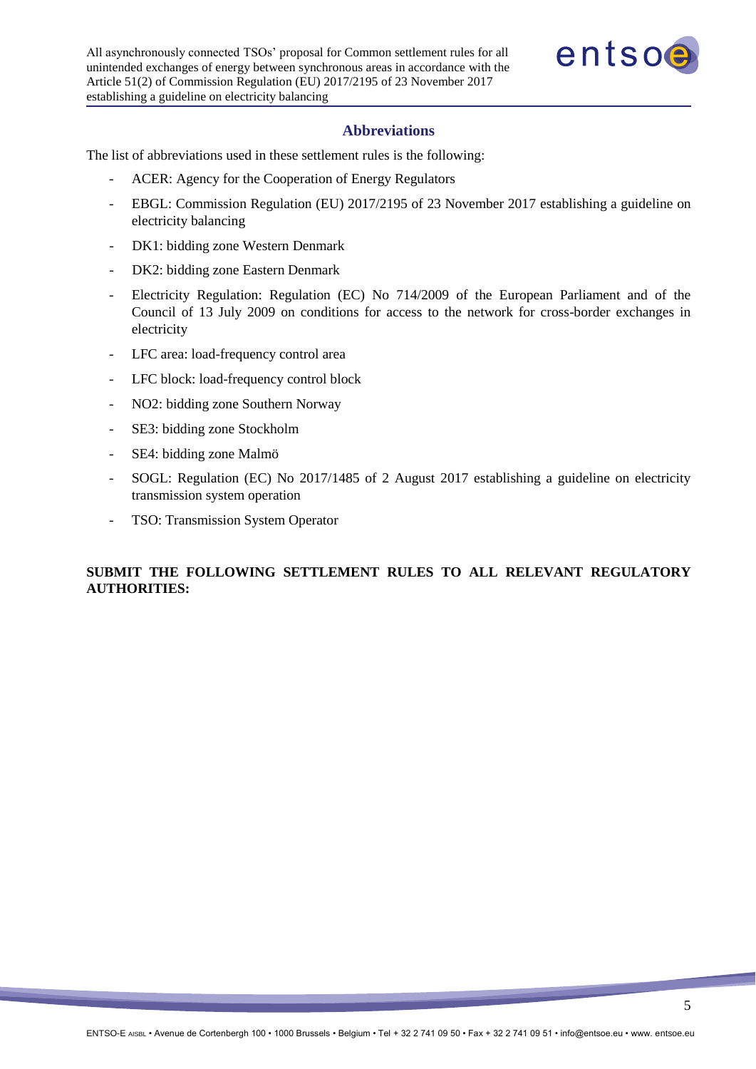## Abbreviations

The list of abbreviations used in these settlement rules is the following:

- ACER: Agency for the Cooperation of Energy Regulators
- EBGL: Commission Regulation (EU) 2017/2195 of 23 November 2017 establishing a guideline on electricity balancing
- DK1: bidding zone Western Denmark
- DK2: bidding zone Eastern Denmark
- Electricity Regulation: Regulation (EC) No 714/2009 of the European Parliament and of the Council of 13 July 2009 on conditions for access to the network for cross-border exchanges in electricity
- LFC area: load-frequency control area
- LFC block: load-frequency control block
- NO2: bidding zone Southern Norway
- SE3: bidding zone Stockholm
- SE4: bidding zone Malmö
- SOGL: Regulation (EC) No 2017/1485 of 2 August 2017 establishing a guideline on electricity transmission system operation
- TSO: Transmission System Operator

**SUBMIT THE FOLLOWING SETTLEMENT RULES TO ALL RELEVANT REGULATORY AUTHORITIES:**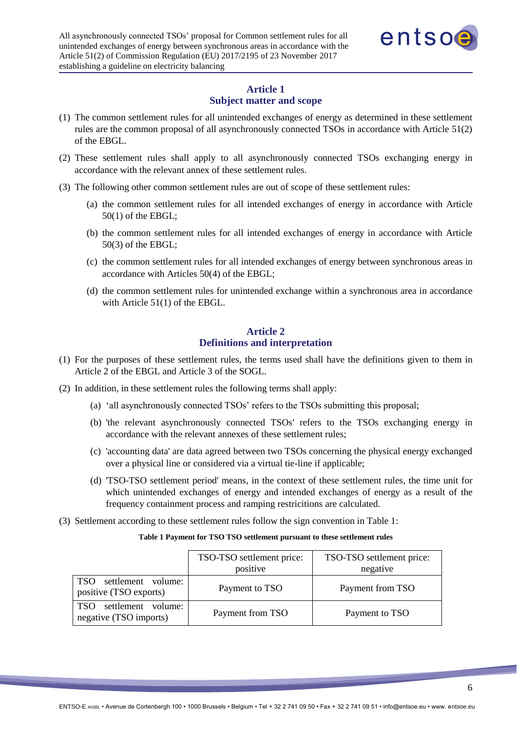## Article 1
## Subject matter and scope

(1) The common settlement rules for all unintended exchanges of energy as determined in these settlement rules are the common proposal of all asynchronously connected TSOs in accordance with Article 51(2) of the EBGL.

(2) These settlement rules shall apply to all asynchronously connected TSOs exchanging energy in accordance with the relevant annex of these settlement rules.

(3) The following other common settlement rules are out of scope of these settlement rules:

   (a) the common settlement rules for all intended exchanges of energy in accordance with Article 50(1) of the EBGL;

   (b) the common settlement rules for all intended exchanges of energy in accordance with Article 50(3) of the EBGL;

   (c) the common settlement rules for all intended exchanges of energy between synchronous areas in accordance with Articles 50(4) of the EBGL;

   (d) the common settlement rules for unintended exchange within a synchronous area in accordance with Article 51(1) of the EBGL.

## Article 2
## Definitions and interpretation

(1) For the purposes of these settlement rules, the terms used shall have the definitions given to them in Article 2 of the EBGL and Article 3 of the SOGL.

(2) In addition, in these settlement rules the following terms shall apply:

   (a) 'all asynchronously connected TSOs' refers to the TSOs submitting this proposal;

   (b) 'the relevant asynchronously connected TSOs' refers to the TSOs exchanging energy in accordance with the relevant annexes of these settlement rules;

   (c) 'accounting data' are data agreed between two TSOs concerning the physical energy exchanged over a physical line or considered via a virtual tie-line if applicable;

   (d) 'TSO-TSO settlement period' means, in the context of these settlement rules, the time unit for which unintended exchanges of energy and intended exchanges of energy as a result of the frequency containment process and ramping restricitions are calculated.

(3) Settlement according to these settlement rules follow the sign convention in Table 1:

**Table 1 Payment for TSO TSO settlement pursuant to these settlement rules**

| | TSO-TSO settlement price: positive | TSO-TSO settlement price: negative |
|---|---|---|
| TSO settlement volume: positive (TSO exports) | Payment to TSO | Payment from TSO |
| TSO settlement volume: negative (TSO imports) | Payment from TSO | Payment to TSO |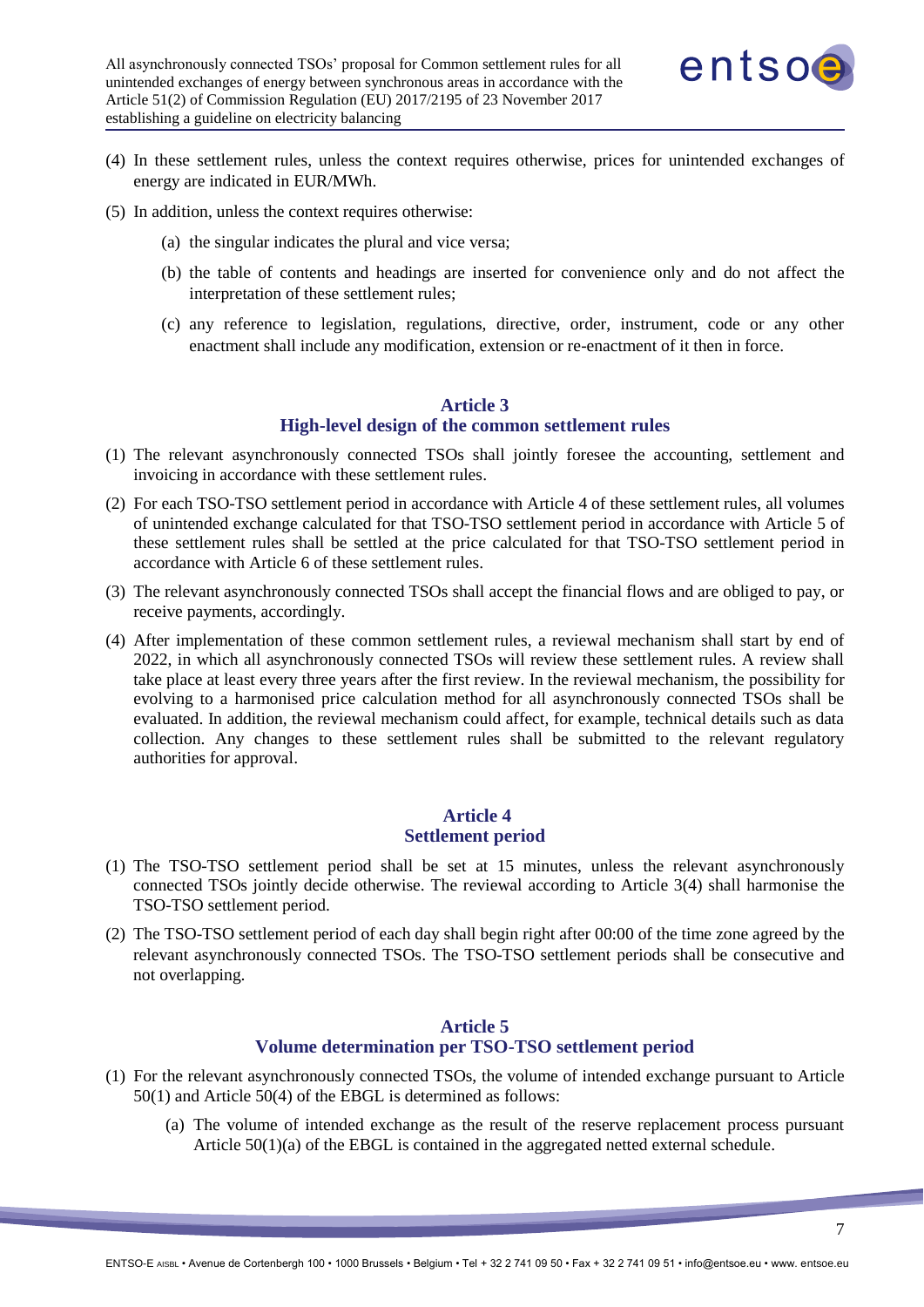(4) In these settlement rules, unless the context requires otherwise, prices for unintended exchanges of energy are indicated in EUR/MWh.

(5) In addition, unless the context requires otherwise:

(a) the singular indicates the plural and vice versa;

(b) the table of contents and headings are inserted for convenience only and do not affect the interpretation of these settlement rules;

(c) any reference to legislation, regulations, directive, order, instrument, code or any other enactment shall include any modification, extension or re-enactment of it then in force.

## Article 3
## High-level design of the common settlement rules

(1) The relevant asynchronously connected TSOs shall jointly foresee the accounting, settlement and invoicing in accordance with these settlement rules.

(2) For each TSO-TSO settlement period in accordance with Article 4 of these settlement rules, all volumes of unintended exchange calculated for that TSO-TSO settlement period in accordance with Article 5 of these settlement rules shall be settled at the price calculated for that TSO-TSO settlement period in accordance with Article 6 of these settlement rules.

(3) The relevant asynchronously connected TSOs shall accept the financial flows and are obliged to pay, or receive payments, accordingly.

(4) After implementation of these common settlement rules, a reviewal mechanism shall start by end of 2022, in which all asynchronously connected TSOs will review these settlement rules. A review shall take place at least every three years after the first review. In the reviewal mechanism, the possibility for evolving to a harmonised price calculation method for all asynchronously connected TSOs shall be evaluated. In addition, the reviewal mechanism could affect, for example, technical details such as data collection. Any changes to these settlement rules shall be submitted to the relevant regulatory authorities for approval.

## Article 4
## Settlement period

(1) The TSO-TSO settlement period shall be set at 15 minutes, unless the relevant asynchronously connected TSOs jointly decide otherwise. The reviewal according to Article 3(4) shall harmonise the TSO-TSO settlement period.

(2) The TSO-TSO settlement period of each day shall begin right after 00:00 of the time zone agreed by the relevant asynchronously connected TSOs. The TSO-TSO settlement periods shall be consecutive and not overlapping.

## Article 5
## Volume determination per TSO-TSO settlement period

(1) For the relevant asynchronously connected TSOs, the volume of intended exchange pursuant to Article 50(1) and Article 50(4) of the EBGL is determined as follows:

(a) The volume of intended exchange as the result of the reserve replacement process pursuant Article 50(1)(a) of the EBGL is contained in the aggregated netted external schedule.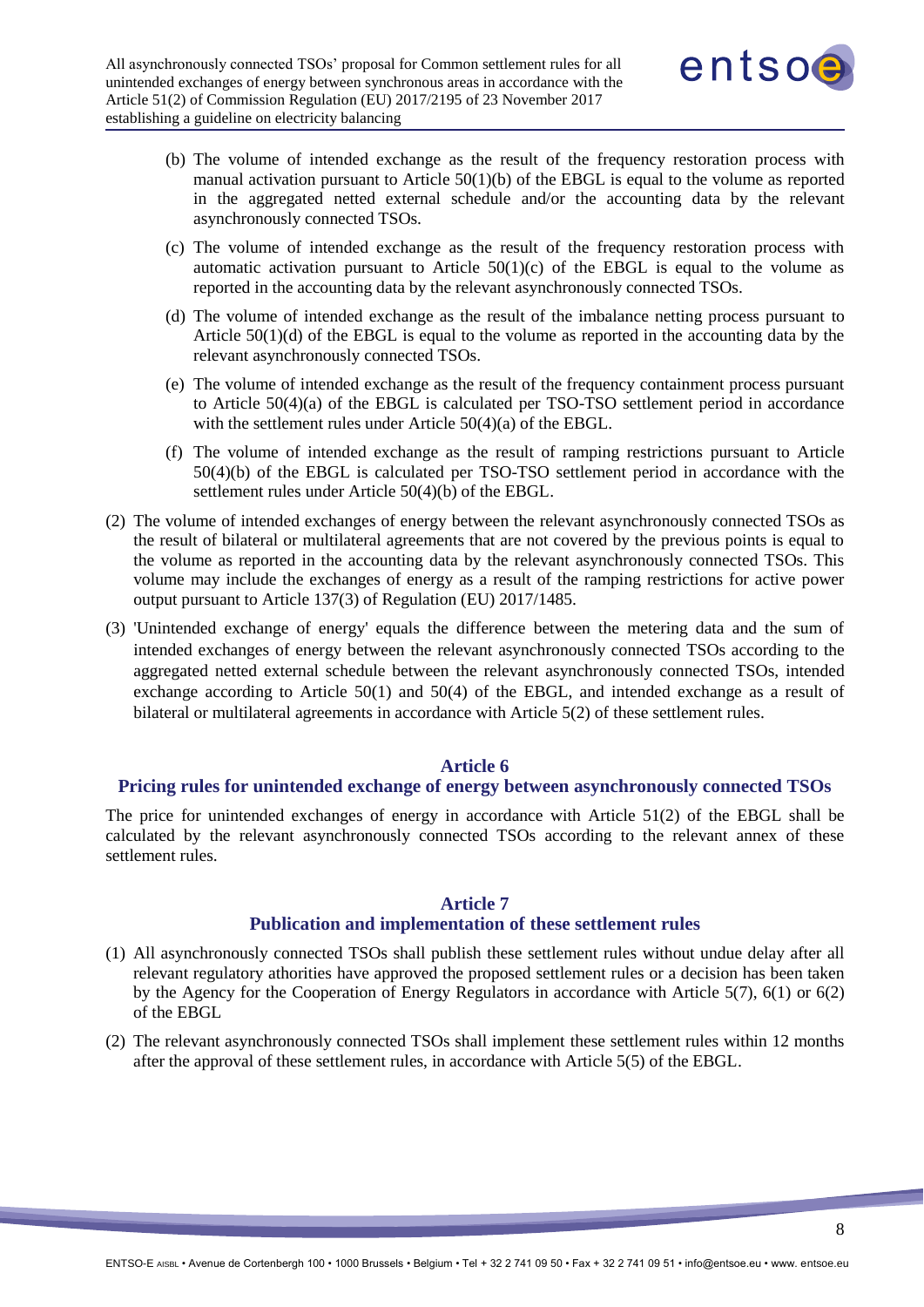(b) The volume of intended exchange as the result of the frequency restoration process with manual activation pursuant to Article 50(1)(b) of the EBGL is equal to the volume as reported in the aggregated netted external schedule and/or the accounting data by the relevant asynchronously connected TSOs.

(c) The volume of intended exchange as the result of the frequency restoration process with automatic activation pursuant to Article 50(1)(c) of the EBGL is equal to the volume as reported in the accounting data by the relevant asynchronously connected TSOs.

(d) The volume of intended exchange as the result of the imbalance netting process pursuant to Article 50(1)(d) of the EBGL is equal to the volume as reported in the accounting data by the relevant asynchronously connected TSOs.

(e) The volume of intended exchange as the result of the frequency containment process pursuant to Article 50(4)(a) of the EBGL is calculated per TSO-TSO settlement period in accordance with the settlement rules under Article 50(4)(a) of the EBGL.

(f) The volume of intended exchange as the result of ramping restrictions pursuant to Article 50(4)(b) of the EBGL is calculated per TSO-TSO settlement period in accordance with the settlement rules under Article 50(4)(b) of the EBGL.

(2) The volume of intended exchanges of energy between the relevant asynchronously connected TSOs as the result of bilateral or multilateral agreements that are not covered by the previous points is equal to the volume as reported in the accounting data by the relevant asynchronously connected TSOs. This volume may include the exchanges of energy as a result of the ramping restrictions for active power output pursuant to Article 137(3) of Regulation (EU) 2017/1485.

(3) 'Unintended exchange of energy' equals the difference between the metering data and the sum of intended exchanges of energy between the relevant asynchronously connected TSOs according to the aggregated netted external schedule between the relevant asynchronously connected TSOs, intended exchange according to Article 50(1) and 50(4) of the EBGL, and intended exchange as a result of bilateral or multilateral agreements in accordance with Article 5(2) of these settlement rules.

## Article 6
## Pricing rules for unintended exchange of energy between asynchronously connected TSOs

The price for unintended exchanges of energy in accordance with Article 51(2) of the EBGL shall be calculated by the relevant asynchronously connected TSOs according to the relevant annex of these settlement rules.

## Article 7
## Publication and implementation of these settlement rules

(1) All asynchronously connected TSOs shall publish these settlement rules without undue delay after all relevant regulatory athorities have approved the proposed settlement rules or a decision has been taken by the Agency for the Cooperation of Energy Regulators in accordance with Article 5(7), 6(1) or 6(2) of the EBGL

(2) The relevant asynchronously connected TSOs shall implement these settlement rules within 12 months after the approval of these settlement rules, in accordance with Article 5(5) of the EBGL.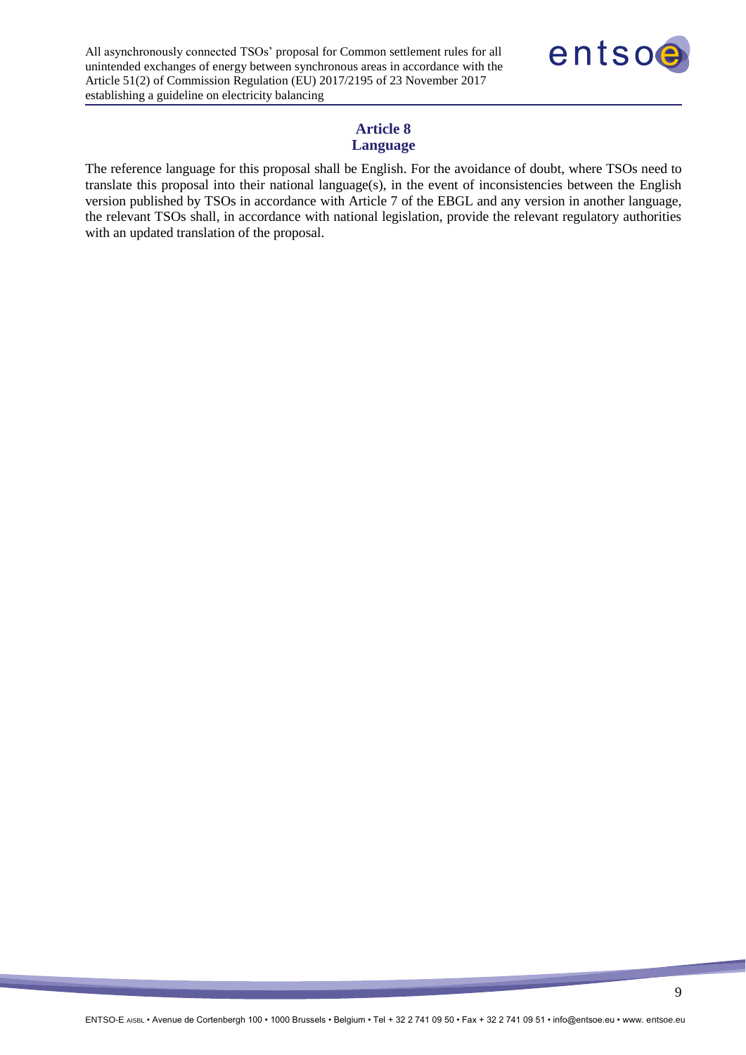## Article 8
## Language

The reference language for this proposal shall be English. For the avoidance of doubt, where TSOs need to translate this proposal into their national language(s), in the event of inconsistencies between the English version published by TSOs in accordance with Article 7 of the EBGL and any version in another language, the relevant TSOs shall, in accordance with national legislation, provide the relevant regulatory authorities with an updated translation of the proposal.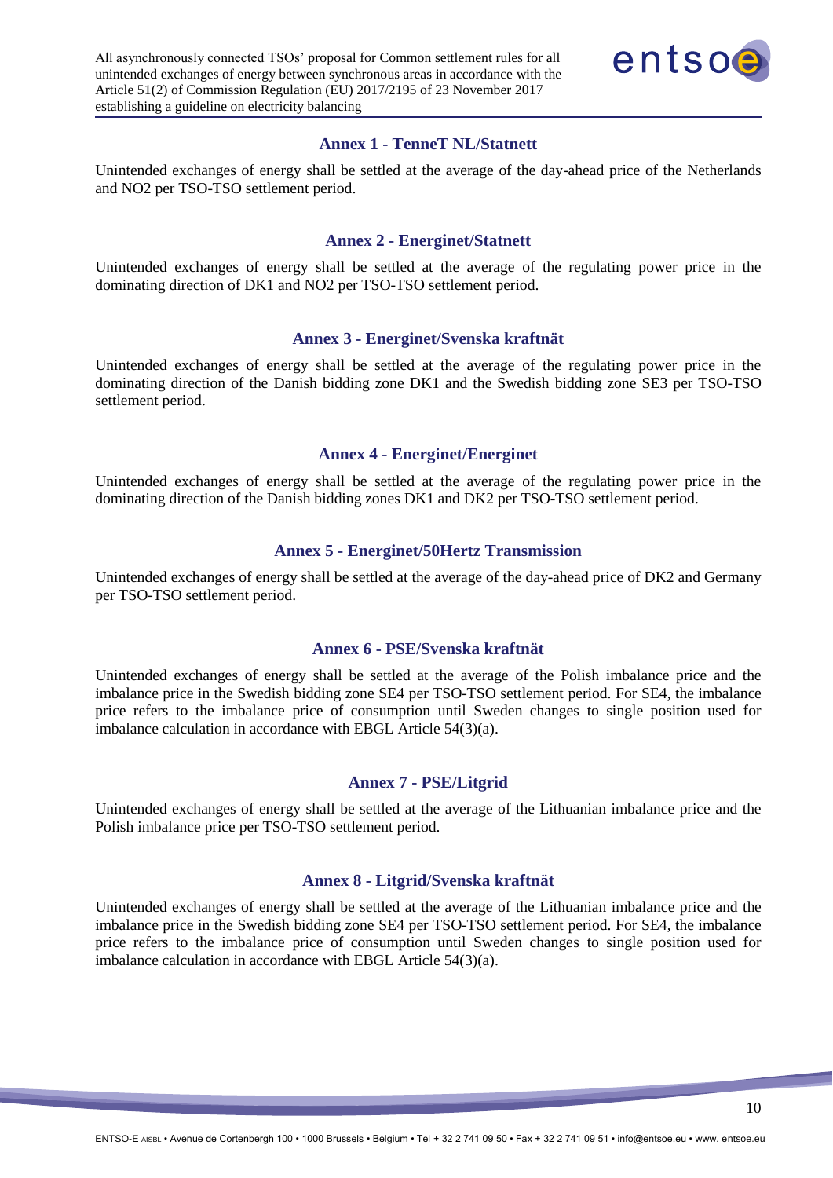## Annex 1 - TenneT NL/Statnett

Unintended exchanges of energy shall be settled at the average of the day-ahead price of the Netherlands and NO2 per TSO-TSO settlement period.

## Annex 2 - Energinet/Statnett

Unintended exchanges of energy shall be settled at the average of the regulating power price in the dominating direction of DK1 and NO2 per TSO-TSO settlement period.

## Annex 3 - Energinet/Svenska kraftnät

Unintended exchanges of energy shall be settled at the average of the regulating power price in the dominating direction of the Danish bidding zone DK1 and the Swedish bidding zone SE3 per TSO-TSO settlement period.

## Annex 4 - Energinet/Energinet

Unintended exchanges of energy shall be settled at the average of the regulating power price in the dominating direction of the Danish bidding zones DK1 and DK2 per TSO-TSO settlement period.

## Annex 5 - Energinet/50Hertz Transmission

Unintended exchanges of energy shall be settled at the average of the day-ahead price of DK2 and Germany per TSO-TSO settlement period.

## Annex 6 - PSE/Svenska kraftnät

Unintended exchanges of energy shall be settled at the average of the Polish imbalance price and the imbalance price in the Swedish bidding zone SE4 per TSO-TSO settlement period. For SE4, the imbalance price refers to the imbalance price of consumption until Sweden changes to single position used for imbalance calculation in accordance with EBGL Article 54(3)(a).

## Annex 7 - PSE/Litgrid

Unintended exchanges of energy shall be settled at the average of the Lithuanian imbalance price and the Polish imbalance price per TSO-TSO settlement period.

## Annex 8 - Litgrid/Svenska kraftnät

Unintended exchanges of energy shall be settled at the average of the Lithuanian imbalance price and the imbalance price in the Swedish bidding zone SE4 per TSO-TSO settlement period. For SE4, the imbalance price refers to the imbalance price of consumption until Sweden changes to single position used for imbalance calculation in accordance with EBGL Article 54(3)(a).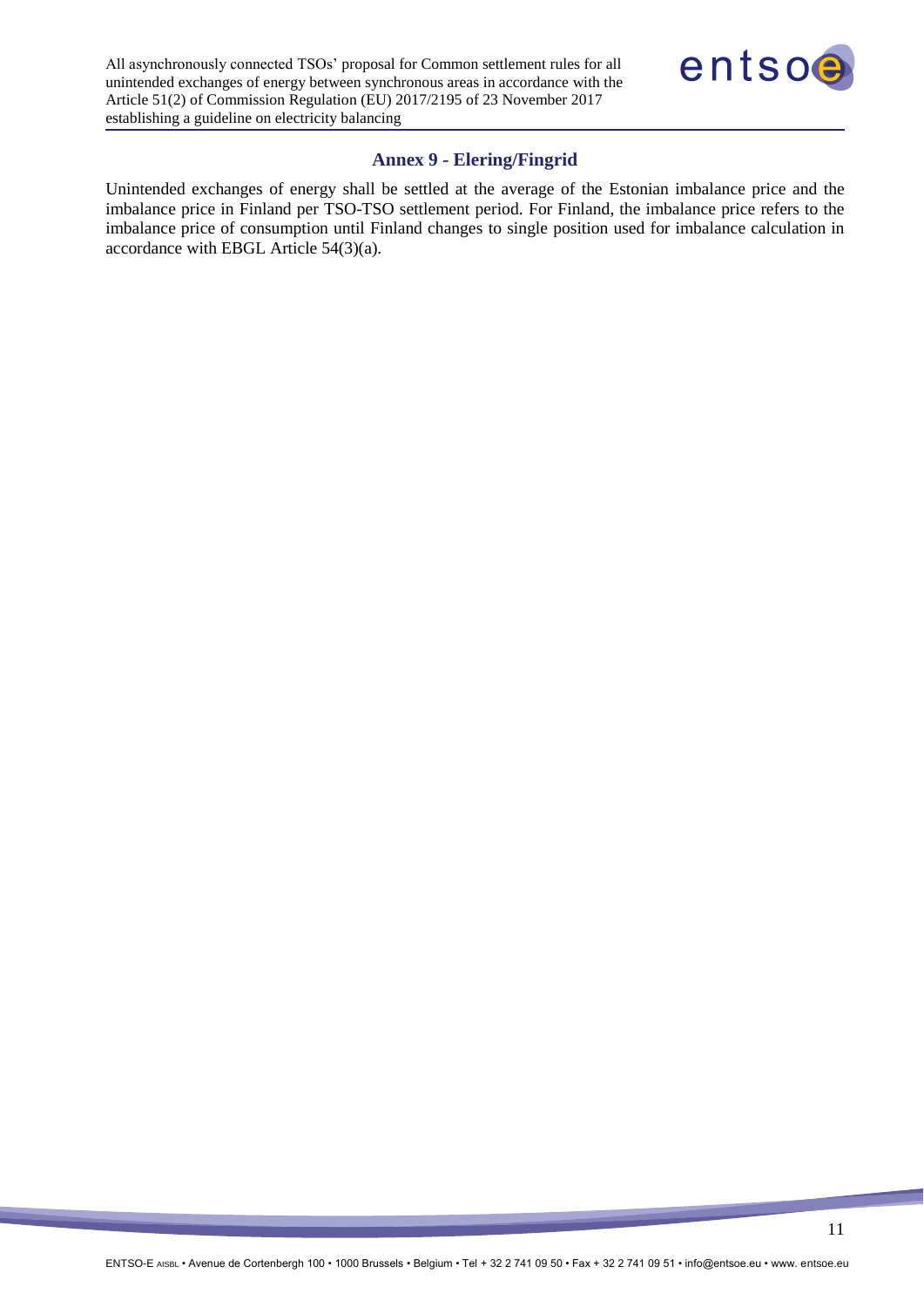## Annex 9 - Elering/Fingrid

Unintended exchanges of energy shall be settled at the average of the Estonian imbalance price and the imbalance price in Finland per TSO-TSO settlement period. For Finland, the imbalance price refers to the imbalance price of consumption until Finland changes to single position used for imbalance calculation in accordance with EBGL Article 54(3)(a).